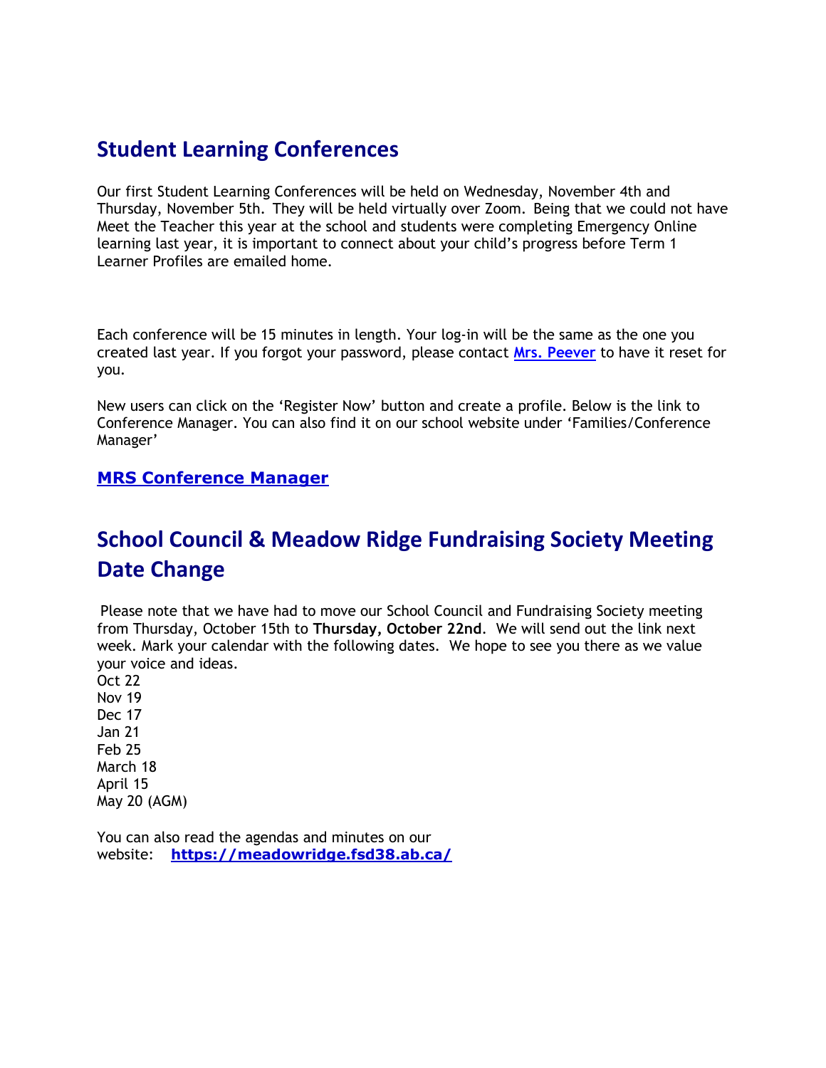## Student Learning Conferences

Our first Student Learning Conferences will be held on Wednesday, November 4th and Thursday, November 5th. They will be held virtually over Zoom. Being that we could not have Meet the Teacher this year at the school and students were completing Emergency Online learning last year, it is important to connect about your child's progress before Term 1 Learner Profiles are emailed home.

Each conference will be 15 minutes in length. Your log-in will be the same as the one you created last year. If you forgot your password, please contact **Mrs. Peever** to have it reset for you.

New users can click on the 'Register Now' button and create a profile. Below is the link to Conference Manager. You can also find it on our school website under 'Families/Conference Manager'

**MRS Conference Manager**

## School Council & Meadow Ridge Fundraising Society Meeting Date Change

Please note that we have had to move our School Council and Fundraising Society meeting from Thursday, October 15th to **Thursday, October 22nd**. We will send out the link next week. Mark your calendar with the following dates. We hope to see you there as we value your voice and ideas.

Oct 22
Nov 19
Dec 17
Jan 21
Feb 25
March 18
April 15
May 20 (AGM)

You can also read the agendas and minutes on our website: **https://meadowridge.fsd38.ab.ca/**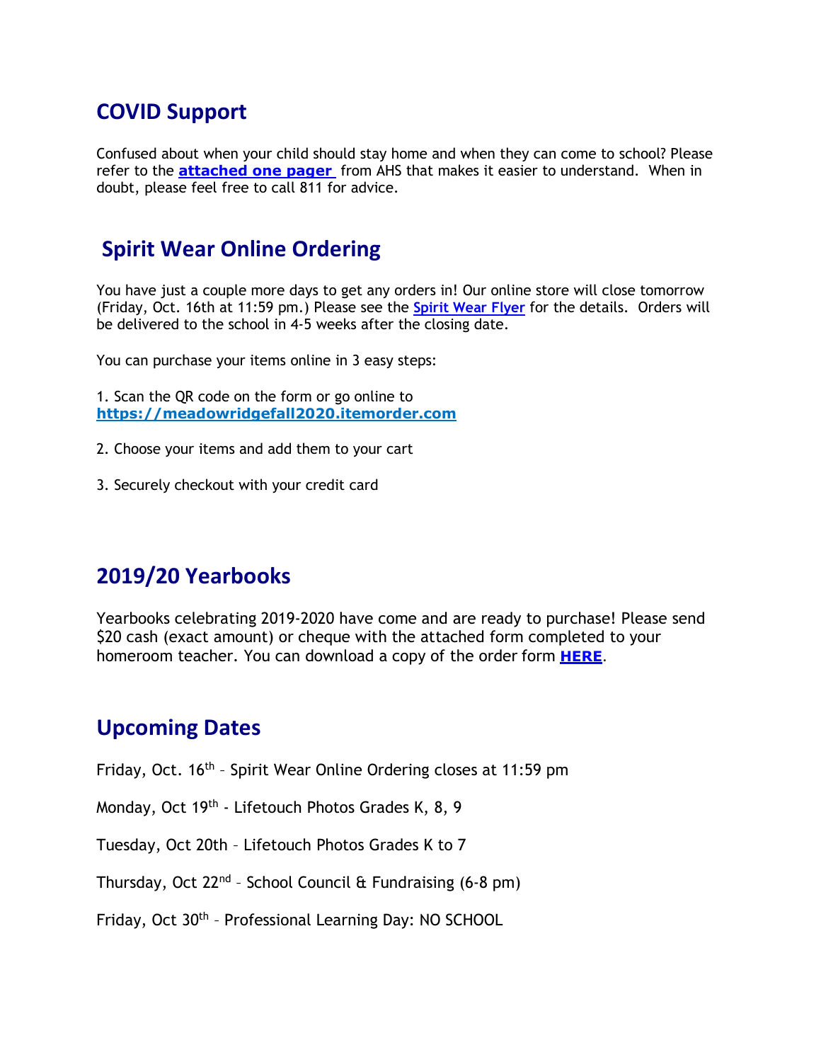## COVID Support

Confused about when your child should stay home and when they can come to school? Please refer to the **attached one pager** from AHS that makes it easier to understand. When in doubt, please feel free to call 811 for advice.

## Spirit Wear Online Ordering

You have just a couple more days to get any orders in! Our online store will close tomorrow (Friday, Oct. 16th at 11:59 pm.) Please see the Spirit Wear Flyer for the details. Orders will be delivered to the school in 4-5 weeks after the closing date.

You can purchase your items online in 3 easy steps:

1. Scan the QR code on the form or go online to **https://meadowridgefall2020.itemorder.com**

2. Choose your items and add them to your cart

3. Securely checkout with your credit card

## 2019/20 Yearbooks

Yearbooks celebrating 2019-2020 have come and are ready to purchase! Please send $20 cash (exact amount) or cheque with the attached form completed to your homeroom teacher. You can download a copy of the order form **HERE**.

## Upcoming Dates

Friday, Oct. 16th – Spirit Wear Online Ordering closes at 11:59 pm

Monday, Oct 19th - Lifetouch Photos Grades K, 8, 9

Tuesday, Oct 20th – Lifetouch Photos Grades K to 7

Thursday, Oct 22nd – School Council & Fundraising (6-8 pm)

Friday, Oct 30th – Professional Learning Day: NO SCHOOL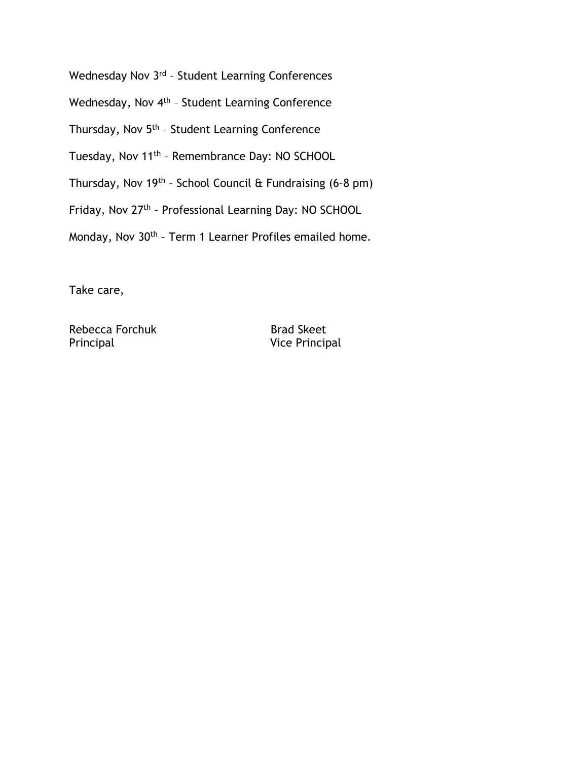Wednesday Nov 3rd – Student Learning Conferences

Wednesday, Nov 4th – Student Learning Conference

Thursday, Nov 5th – Student Learning Conference

Tuesday, Nov 11th – Remembrance Day: NO SCHOOL

Thursday, Nov 19th – School Council & Fundraising (6–8 pm)

Friday, Nov 27th – Professional Learning Day: NO SCHOOL

Monday, Nov 30th – Term 1 Learner Profiles emailed home.

Take care,

Rebecca Forchuk
Principal

Brad Skeet
Vice Principal